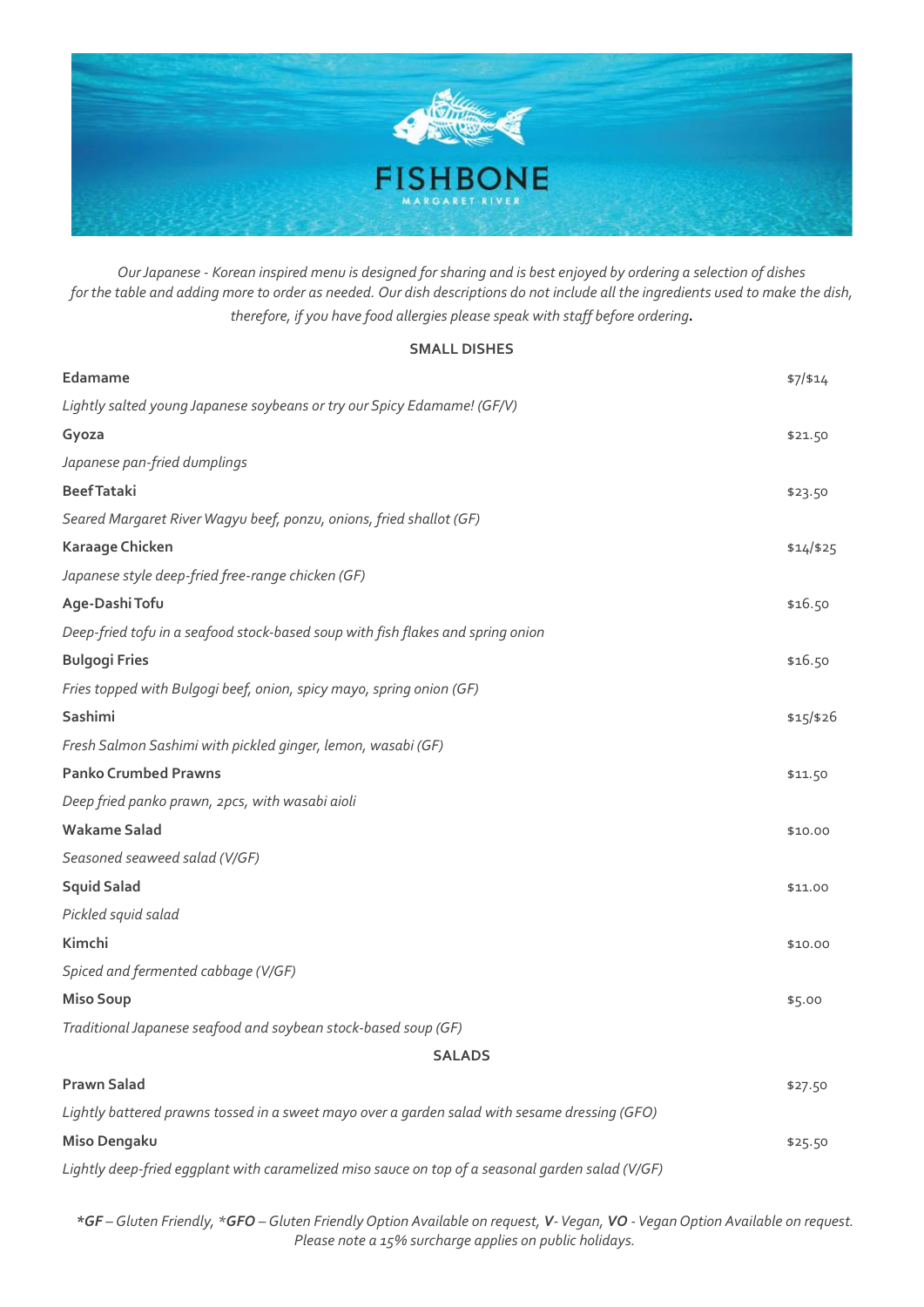# FISHBONE

MARGARET RIVER

*Our Japanese - Korean inspired menu is designed for sharing and is best enjoyed by ordering a selection of dishes for the table and adding more to order as needed. Our dish descriptions do not include all the ingredients used to make the dish, therefore, if you have food allergies please speak with staff before ordering.*

## SMALL DISHES

**Edamame** — $7/$14

*Lightly salted young Japanese soybeans or try our Spicy Edamame! (GF/V)*

**Gyoza** — $21.50

*Japanese pan-fried dumplings*

**Beef Tataki** — $23.50

*Seared Margaret River Wagyu beef, ponzu, onions, fried shallot (GF)*

**Karaage Chicken** — $14/$25

*Japanese style deep-fried free-range chicken (GF)*

**Age-Dashi Tofu** — $16.50

*Deep-fried tofu in a seafood stock-based soup with fish flakes and spring onion*

**Bulgogi Fries** — $16.50

*Fries topped with Bulgogi beef, onion, spicy mayo, spring onion (GF)*

**Sashimi** — $15/$26

*Fresh Salmon Sashimi with pickled ginger, lemon, wasabi (GF)*

**Panko Crumbed Prawns** — $11.50

*Deep fried panko prawn, 2pcs, with wasabi aioli*

**Wakame Salad** — $10.00

*Seasoned seaweed salad (V/GF)*

**Squid Salad** — $11.00

*Pickled squid salad*

**Kimchi** — $10.00

*Spiced and fermented cabbage (V/GF)*

**Miso Soup** — $5.00

*Traditional Japanese seafood and soybean stock-based soup (GF)*

## SALADS

**Prawn Salad** — $27.50

*Lightly battered prawns tossed in a sweet mayo over a garden salad with sesame dressing (GFO)*

**Miso Dengaku** — $25.50

*Lightly deep-fried eggplant with caramelized miso sauce on top of a seasonal garden salad (V/GF)*

*\*GF – Gluten Friendly, \*GFO – Gluten Friendly Option Available on request, V - Vegan, VO - Vegan Option Available on request. Please note a 15% surcharge applies on public holidays.*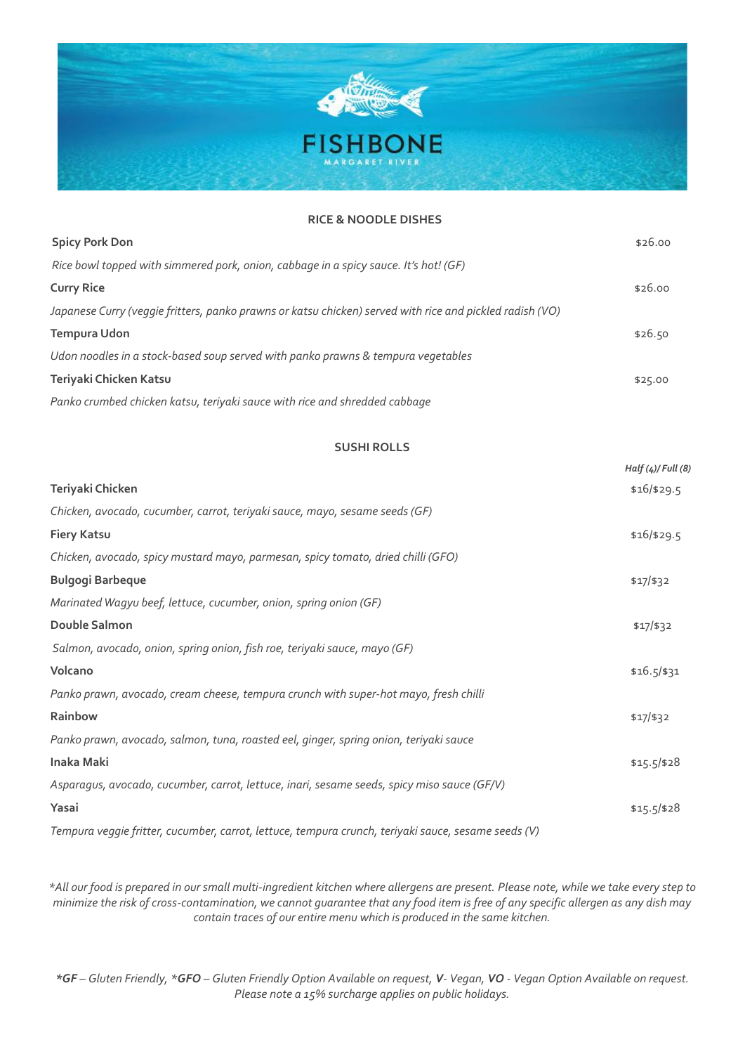# FISHBONE

MARGARET RIVER

## RICE & NOODLE DISHES

**Spicy Pork Don** — $26.00

*Rice bowl topped with simmered pork, onion, cabbage in a spicy sauce. It's hot! (GF)*

**Curry Rice** — $26.00

*Japanese Curry (veggie fritters, panko prawns or katsu chicken) served with rice and pickled radish (VO)*

**Tempura Udon** — $26.50

*Udon noodles in a stock-based soup served with panko prawns & tempura vegetables*

**Teriyaki Chicken Katsu** — $25.00

*Panko crumbed chicken katsu, teriyaki sauce with rice and shredded cabbage*

## SUSHI ROLLS

*Half (4)/ Full (8)*

**Teriyaki Chicken** — $16/$29.5

*Chicken, avocado, cucumber, carrot, teriyaki sauce, mayo, sesame seeds (GF)*

**Fiery Katsu** — $16/$29.5

*Chicken, avocado, spicy mustard mayo, parmesan, spicy tomato, dried chilli (GFO)*

**Bulgogi Barbeque** — $17/$32

*Marinated Wagyu beef, lettuce, cucumber, onion, spring onion (GF)*

**Double Salmon** — $17/$32

*Salmon, avocado, onion, spring onion, fish roe, teriyaki sauce, mayo (GF)*

**Volcano** — $16.5/$31

*Panko prawn, avocado, cream cheese, tempura crunch with super-hot mayo, fresh chilli*

**Rainbow** — $17/$32

*Panko prawn, avocado, salmon, tuna, roasted eel, ginger, spring onion, teriyaki sauce*

**Inaka Maki** — $15.5/$28

*Asparagus, avocado, cucumber, carrot, lettuce, inari, sesame seeds, spicy miso sauce (GF/V)*

**Yasai** — $15.5/$28

*Tempura veggie fritter, cucumber, carrot, lettuce, tempura crunch, teriyaki sauce, sesame seeds (V)*

*\*All our food is prepared in our small multi-ingredient kitchen where allergens are present. Please note, while we take every step to minimize the risk of cross-contamination, we cannot guarantee that any food item is free of any specific allergen as any dish may contain traces of our entire menu which is produced in the same kitchen.*

*\***GF** – Gluten Friendly, \***GFO** – Gluten Friendly Option Available on request, **V**- Vegan, **VO** - Vegan Option Available on request. Please note a 15% surcharge applies on public holidays.*